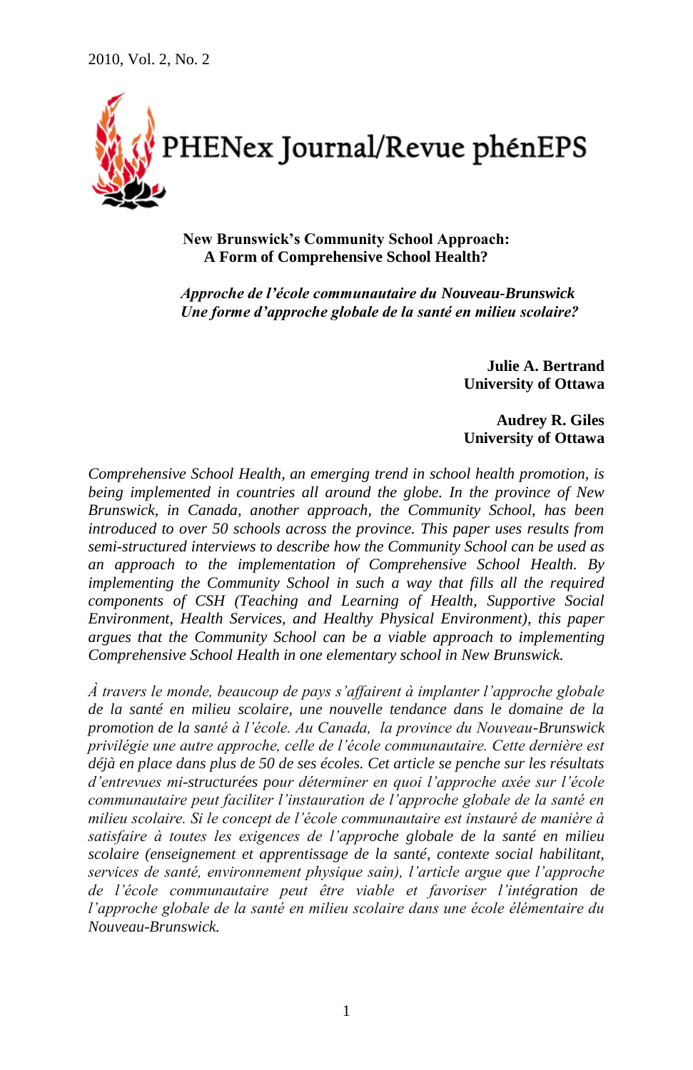# New Brunswick's Community School Approach: A Form of Comprehensive School Health?

## *Approche de l'école communautaire du Nouveau-Brunswick Une forme d'approche globale de la santé en milieu scolaire?*

**Julie A. Bertrand**
**University of Ottawa**

**Audrey R. Giles**
**University of Ottawa**

*Comprehensive School Health, an emerging trend in school health promotion, is being implemented in countries all around the globe. In the province of New Brunswick, in Canada, another approach, the Community School, has been introduced to over 50 schools across the province. This paper uses results from semi-structured interviews to describe how the Community School can be used as an approach to the implementation of Comprehensive School Health. By implementing the Community School in such a way that fills all the required components of CSH (Teaching and Learning of Health, Supportive Social Environment, Health Services, and Healthy Physical Environment), this paper argues that the Community School can be a viable approach to implementing Comprehensive School Health in one elementary school in New Brunswick.*

*À travers le monde, beaucoup de pays s'affairent à implanter l'approche globale de la santé en milieu scolaire, une nouvelle tendance dans le domaine de la promotion de la santé à l'école. Au Canada, la province du Nouveau-Brunswick privilégie une autre approche, celle de l'école communautaire. Cette dernière est déjà en place dans plus de 50 de ses écoles. Cet article se penche sur les résultats d'entrevues mi-structurées pour déterminer en quoi l'approche axée sur l'école communautaire peut faciliter l'instauration de l'approche globale de la santé en milieu scolaire. Si le concept de l'école communautaire est instauré de manière à satisfaire à toutes les exigences de l'approche globale de la santé en milieu scolaire (enseignement et apprentissage de la santé, contexte social habilitant, services de santé, environnement physique sain), l'article argue que l'approche de l'école communautaire peut être viable et favoriser l'intégration de l'approche globale de la santé en milieu scolaire dans une école élémentaire du Nouveau-Brunswick.*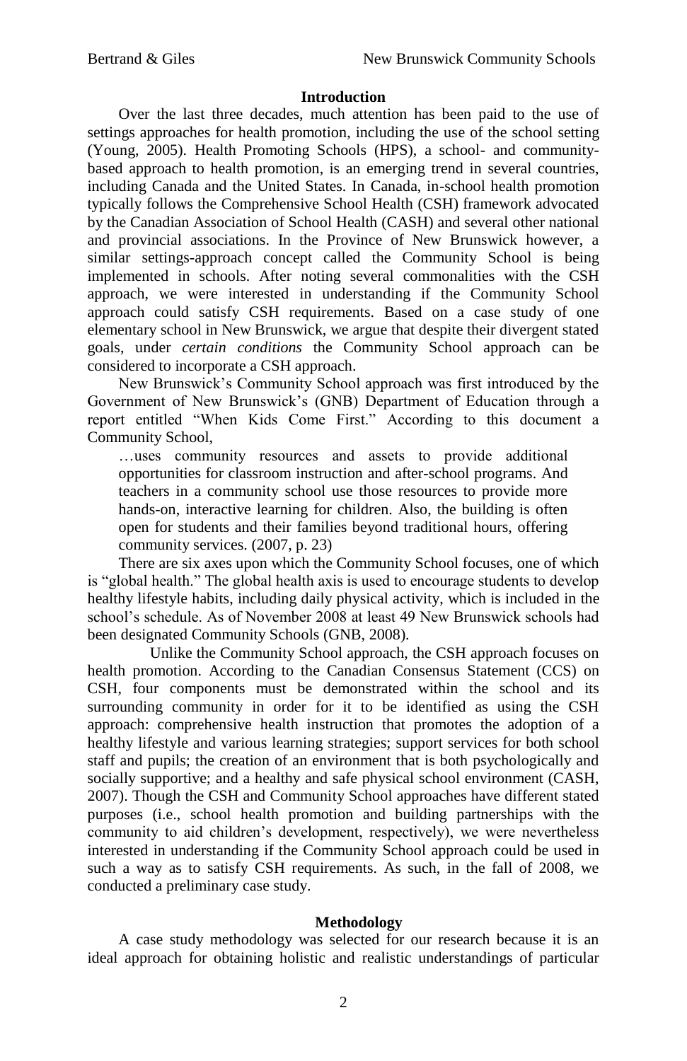## Introduction

Over the last three decades, much attention has been paid to the use of settings approaches for health promotion, including the use of the school setting (Young, 2005). Health Promoting Schools (HPS), a school- and community-based approach to health promotion, is an emerging trend in several countries, including Canada and the United States. In Canada, in-school health promotion typically follows the Comprehensive School Health (CSH) framework advocated by the Canadian Association of School Health (CASH) and several other national and provincial associations. In the Province of New Brunswick however, a similar settings-approach concept called the Community School is being implemented in schools. After noting several commonalities with the CSH approach, we were interested in understanding if the Community School approach could satisfy CSH requirements. Based on a case study of one elementary school in New Brunswick, we argue that despite their divergent stated goals, under *certain conditions* the Community School approach can be considered to incorporate a CSH approach.

New Brunswick's Community School approach was first introduced by the Government of New Brunswick's (GNB) Department of Education through a report entitled "When Kids Come First." According to this document a Community School,

> …uses community resources and assets to provide additional opportunities for classroom instruction and after-school programs. And teachers in a community school use those resources to provide more hands-on, interactive learning for children. Also, the building is often open for students and their families beyond traditional hours, offering community services. (2007, p. 23)

There are six axes upon which the Community School focuses, one of which is "global health." The global health axis is used to encourage students to develop healthy lifestyle habits, including daily physical activity, which is included in the school's schedule. As of November 2008 at least 49 New Brunswick schools had been designated Community Schools (GNB, 2008).

Unlike the Community School approach, the CSH approach focuses on health promotion. According to the Canadian Consensus Statement (CCS) on CSH, four components must be demonstrated within the school and its surrounding community in order for it to be identified as using the CSH approach: comprehensive health instruction that promotes the adoption of a healthy lifestyle and various learning strategies; support services for both school staff and pupils; the creation of an environment that is both psychologically and socially supportive; and a healthy and safe physical school environment (CASH, 2007). Though the CSH and Community School approaches have different stated purposes (i.e., school health promotion and building partnerships with the community to aid children's development, respectively), we were nevertheless interested in understanding if the Community School approach could be used in such a way as to satisfy CSH requirements. As such, in the fall of 2008, we conducted a preliminary case study.

## Methodology

A case study methodology was selected for our research because it is an ideal approach for obtaining holistic and realistic understandings of particular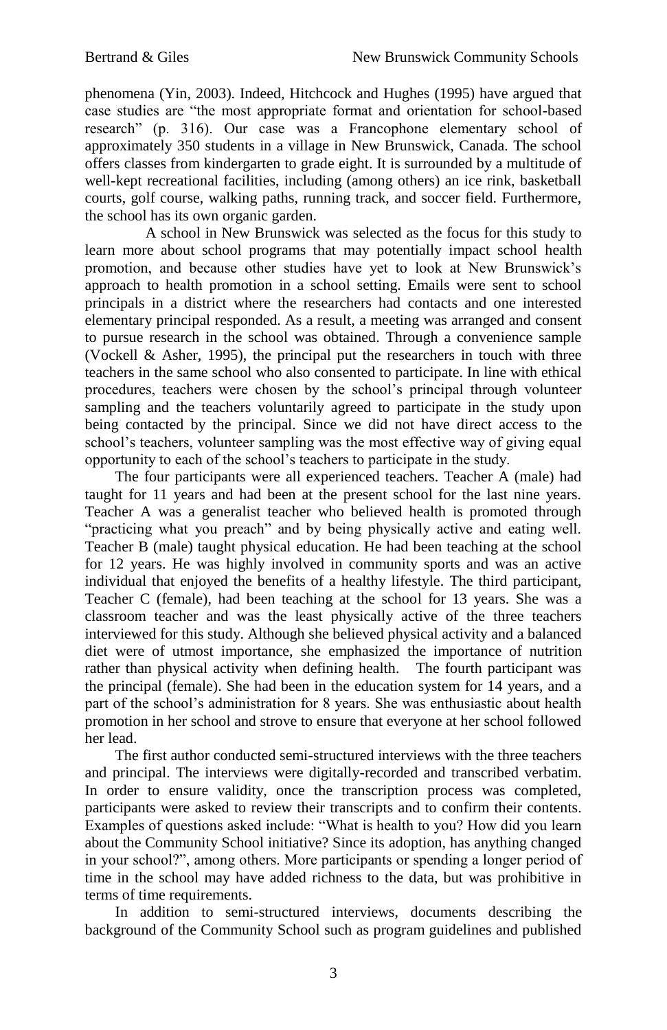phenomena (Yin, 2003). Indeed, Hitchcock and Hughes (1995) have argued that case studies are "the most appropriate format and orientation for school-based research" (p. 316). Our case was a Francophone elementary school of approximately 350 students in a village in New Brunswick, Canada. The school offers classes from kindergarten to grade eight. It is surrounded by a multitude of well-kept recreational facilities, including (among others) an ice rink, basketball courts, golf course, walking paths, running track, and soccer field. Furthermore, the school has its own organic garden.

A school in New Brunswick was selected as the focus for this study to learn more about school programs that may potentially impact school health promotion, and because other studies have yet to look at New Brunswick's approach to health promotion in a school setting. Emails were sent to school principals in a district where the researchers had contacts and one interested elementary principal responded. As a result, a meeting was arranged and consent to pursue research in the school was obtained. Through a convenience sample (Vockell & Asher, 1995), the principal put the researchers in touch with three teachers in the same school who also consented to participate. In line with ethical procedures, teachers were chosen by the school's principal through volunteer sampling and the teachers voluntarily agreed to participate in the study upon being contacted by the principal. Since we did not have direct access to the school's teachers, volunteer sampling was the most effective way of giving equal opportunity to each of the school's teachers to participate in the study.

The four participants were all experienced teachers. Teacher A (male) had taught for 11 years and had been at the present school for the last nine years. Teacher A was a generalist teacher who believed health is promoted through "practicing what you preach" and by being physically active and eating well. Teacher B (male) taught physical education. He had been teaching at the school for 12 years. He was highly involved in community sports and was an active individual that enjoyed the benefits of a healthy lifestyle. The third participant, Teacher C (female), had been teaching at the school for 13 years. She was a classroom teacher and was the least physically active of the three teachers interviewed for this study. Although she believed physical activity and a balanced diet were of utmost importance, she emphasized the importance of nutrition rather than physical activity when defining health. The fourth participant was the principal (female). She had been in the education system for 14 years, and a part of the school's administration for 8 years. She was enthusiastic about health promotion in her school and strove to ensure that everyone at her school followed her lead.

The first author conducted semi-structured interviews with the three teachers and principal. The interviews were digitally-recorded and transcribed verbatim. In order to ensure validity, once the transcription process was completed, participants were asked to review their transcripts and to confirm their contents. Examples of questions asked include: "What is health to you? How did you learn about the Community School initiative? Since its adoption, has anything changed in your school?", among others. More participants or spending a longer period of time in the school may have added richness to the data, but was prohibitive in terms of time requirements.

In addition to semi-structured interviews, documents describing the background of the Community School such as program guidelines and published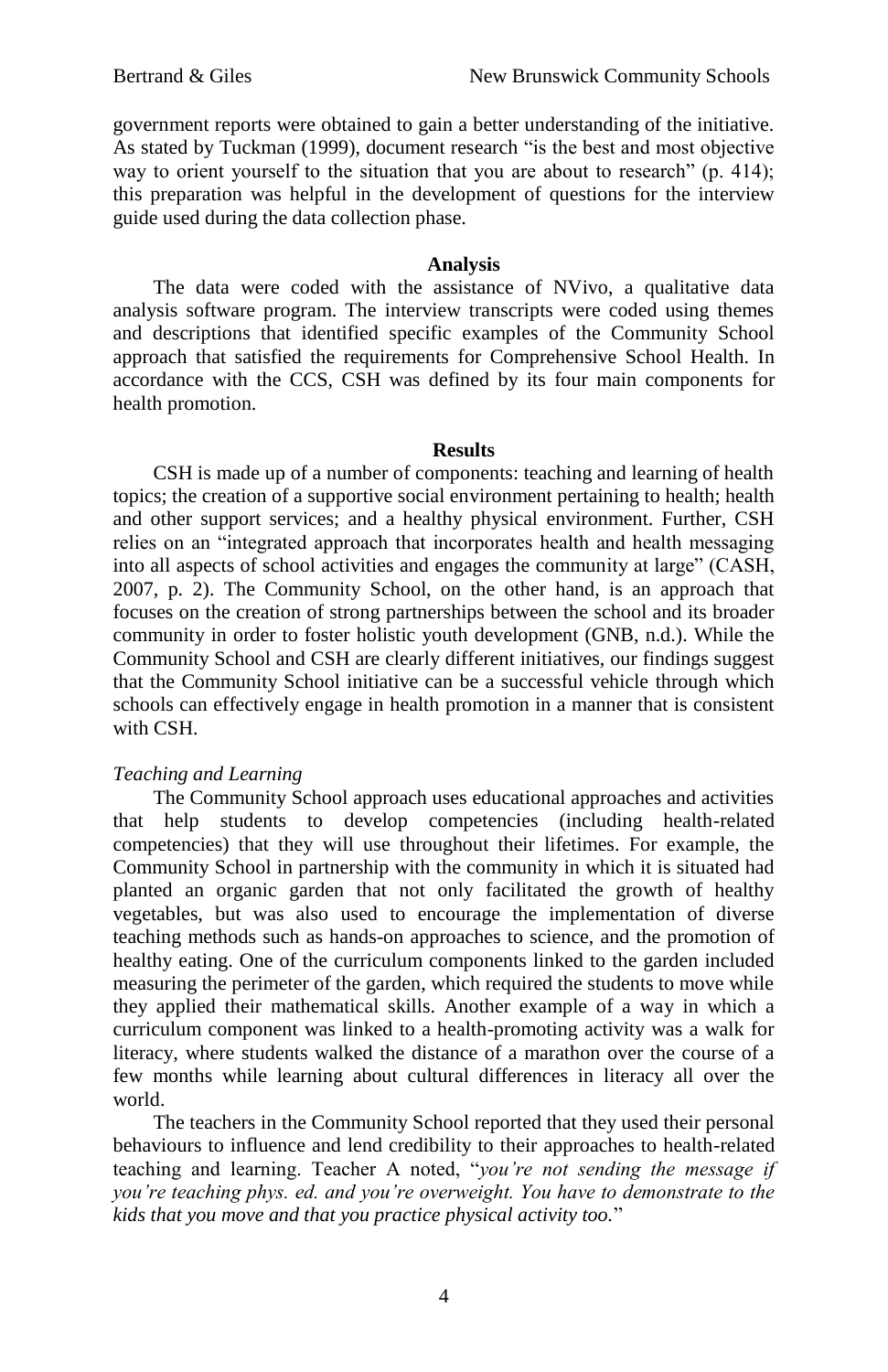government reports were obtained to gain a better understanding of the initiative. As stated by Tuckman (1999), document research "is the best and most objective way to orient yourself to the situation that you are about to research" (p. 414); this preparation was helpful in the development of questions for the interview guide used during the data collection phase.

## Analysis

The data were coded with the assistance of NVivo, a qualitative data analysis software program. The interview transcripts were coded using themes and descriptions that identified specific examples of the Community School approach that satisfied the requirements for Comprehensive School Health. In accordance with the CCS, CSH was defined by its four main components for health promotion.

## Results

CSH is made up of a number of components: teaching and learning of health topics; the creation of a supportive social environment pertaining to health; health and other support services; and a healthy physical environment. Further, CSH relies on an "integrated approach that incorporates health and health messaging into all aspects of school activities and engages the community at large" (CASH, 2007, p. 2). The Community School, on the other hand, is an approach that focuses on the creation of strong partnerships between the school and its broader community in order to foster holistic youth development (GNB, n.d.). While the Community School and CSH are clearly different initiatives, our findings suggest that the Community School initiative can be a successful vehicle through which schools can effectively engage in health promotion in a manner that is consistent with CSH.

### *Teaching and Learning*

The Community School approach uses educational approaches and activities that help students to develop competencies (including health-related competencies) that they will use throughout their lifetimes. For example, the Community School in partnership with the community in which it is situated had planted an organic garden that not only facilitated the growth of healthy vegetables, but was also used to encourage the implementation of diverse teaching methods such as hands-on approaches to science, and the promotion of healthy eating. One of the curriculum components linked to the garden included measuring the perimeter of the garden, which required the students to move while they applied their mathematical skills. Another example of a way in which a curriculum component was linked to a health-promoting activity was a walk for literacy, where students walked the distance of a marathon over the course of a few months while learning about cultural differences in literacy all over the world.

The teachers in the Community School reported that they used their personal behaviours to influence and lend credibility to their approaches to health-related teaching and learning. Teacher A noted, "*you're not sending the message if you're teaching phys. ed. and you're overweight. You have to demonstrate to the kids that you move and that you practice physical activity too.*"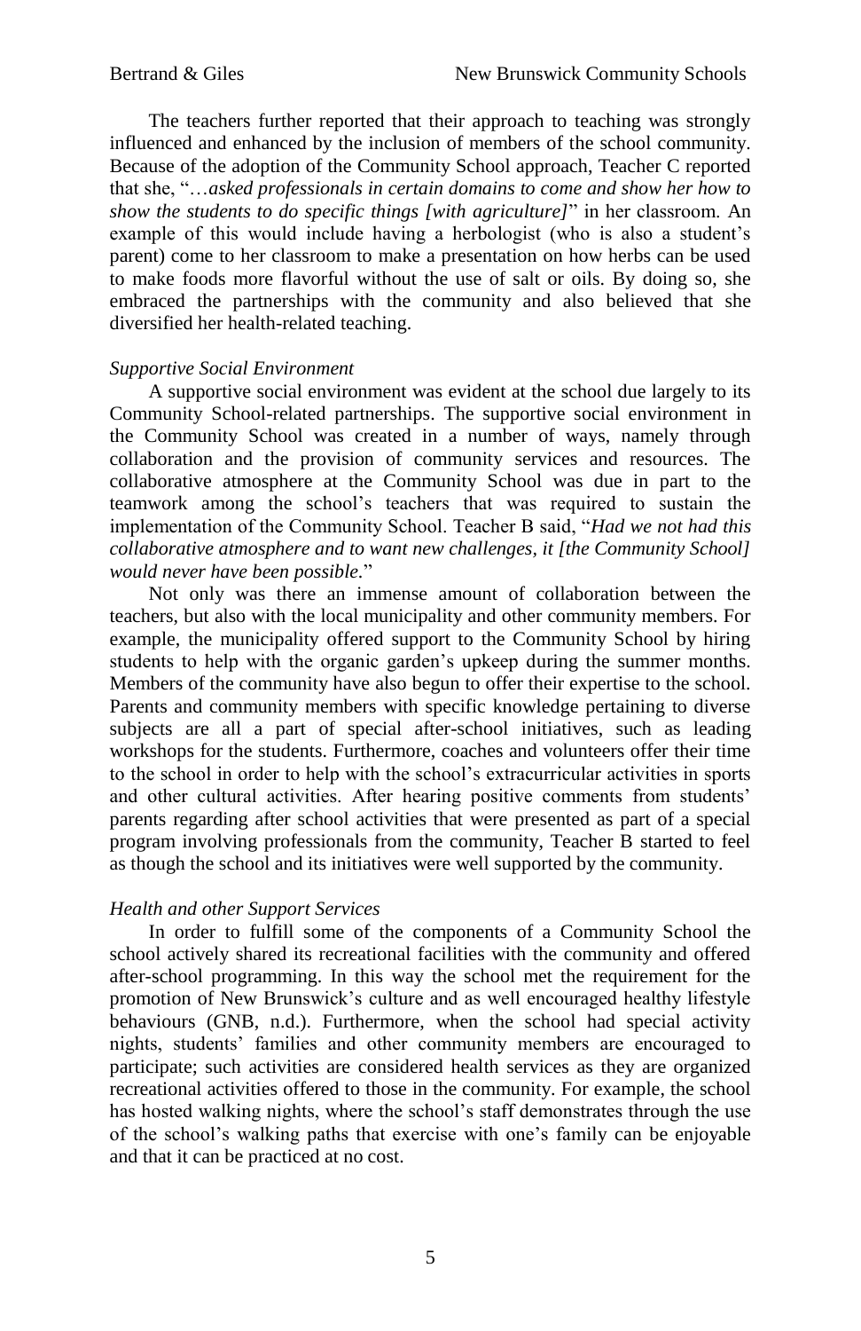The teachers further reported that their approach to teaching was strongly influenced and enhanced by the inclusion of members of the school community. Because of the adoption of the Community School approach, Teacher C reported that she, "…*asked professionals in certain domains to come and show her how to show the students to do specific things [with agriculture]*" in her classroom. An example of this would include having a herbologist (who is also a student's parent) come to her classroom to make a presentation on how herbs can be used to make foods more flavorful without the use of salt or oils. By doing so, she embraced the partnerships with the community and also believed that she diversified her health-related teaching.

### *Supportive Social Environment*

A supportive social environment was evident at the school due largely to its Community School-related partnerships. The supportive social environment in the Community School was created in a number of ways, namely through collaboration and the provision of community services and resources. The collaborative atmosphere at the Community School was due in part to the teamwork among the school's teachers that was required to sustain the implementation of the Community School. Teacher B said, "*Had we not had this collaborative atmosphere and to want new challenges, it [the Community School] would never have been possible.*"

Not only was there an immense amount of collaboration between the teachers, but also with the local municipality and other community members. For example, the municipality offered support to the Community School by hiring students to help with the organic garden's upkeep during the summer months. Members of the community have also begun to offer their expertise to the school. Parents and community members with specific knowledge pertaining to diverse subjects are all a part of special after-school initiatives, such as leading workshops for the students. Furthermore, coaches and volunteers offer their time to the school in order to help with the school's extracurricular activities in sports and other cultural activities. After hearing positive comments from students' parents regarding after school activities that were presented as part of a special program involving professionals from the community, Teacher B started to feel as though the school and its initiatives were well supported by the community.

### *Health and other Support Services*

In order to fulfill some of the components of a Community School the school actively shared its recreational facilities with the community and offered after-school programming. In this way the school met the requirement for the promotion of New Brunswick's culture and as well encouraged healthy lifestyle behaviours (GNB, n.d.). Furthermore, when the school had special activity nights, students' families and other community members are encouraged to participate; such activities are considered health services as they are organized recreational activities offered to those in the community. For example, the school has hosted walking nights, where the school's staff demonstrates through the use of the school's walking paths that exercise with one's family can be enjoyable and that it can be practiced at no cost.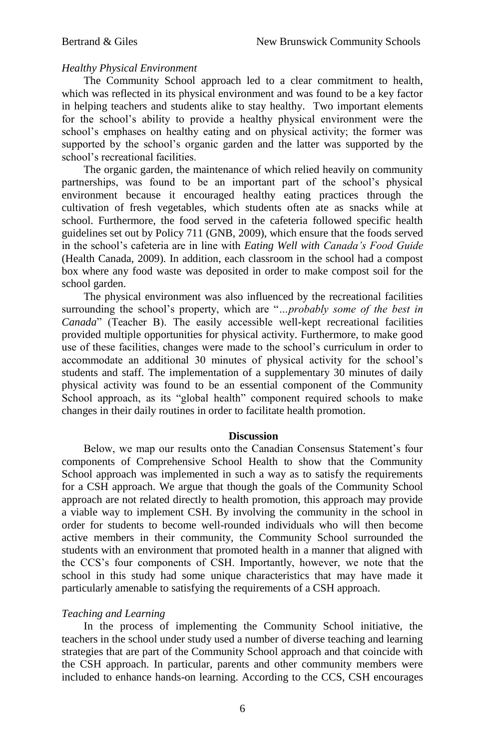*Healthy Physical Environment*

The Community School approach led to a clear commitment to health, which was reflected in its physical environment and was found to be a key factor in helping teachers and students alike to stay healthy. Two important elements for the school's ability to provide a healthy physical environment were the school's emphases on healthy eating and on physical activity; the former was supported by the school's organic garden and the latter was supported by the school's recreational facilities.

The organic garden, the maintenance of which relied heavily on community partnerships, was found to be an important part of the school's physical environment because it encouraged healthy eating practices through the cultivation of fresh vegetables, which students often ate as snacks while at school. Furthermore, the food served in the cafeteria followed specific health guidelines set out by Policy 711 (GNB, 2009), which ensure that the foods served in the school's cafeteria are in line with *Eating Well with Canada's Food Guide* (Health Canada, 2009). In addition, each classroom in the school had a compost box where any food waste was deposited in order to make compost soil for the school garden.

The physical environment was also influenced by the recreational facilities surrounding the school's property, which are "*…probably some of the best in Canada*" (Teacher B). The easily accessible well-kept recreational facilities provided multiple opportunities for physical activity. Furthermore, to make good use of these facilities, changes were made to the school's curriculum in order to accommodate an additional 30 minutes of physical activity for the school's students and staff. The implementation of a supplementary 30 minutes of daily physical activity was found to be an essential component of the Community School approach, as its "global health" component required schools to make changes in their daily routines in order to facilitate health promotion.

## Discussion

Below, we map our results onto the Canadian Consensus Statement's four components of Comprehensive School Health to show that the Community School approach was implemented in such a way as to satisfy the requirements for a CSH approach. We argue that though the goals of the Community School approach are not related directly to health promotion, this approach may provide a viable way to implement CSH. By involving the community in the school in order for students to become well-rounded individuals who will then become active members in their community, the Community School surrounded the students with an environment that promoted health in a manner that aligned with the CCS's four components of CSH. Importantly, however, we note that the school in this study had some unique characteristics that may have made it particularly amenable to satisfying the requirements of a CSH approach.

*Teaching and Learning*

In the process of implementing the Community School initiative, the teachers in the school under study used a number of diverse teaching and learning strategies that are part of the Community School approach and that coincide with the CSH approach. In particular, parents and other community members were included to enhance hands-on learning. According to the CCS, CSH encourages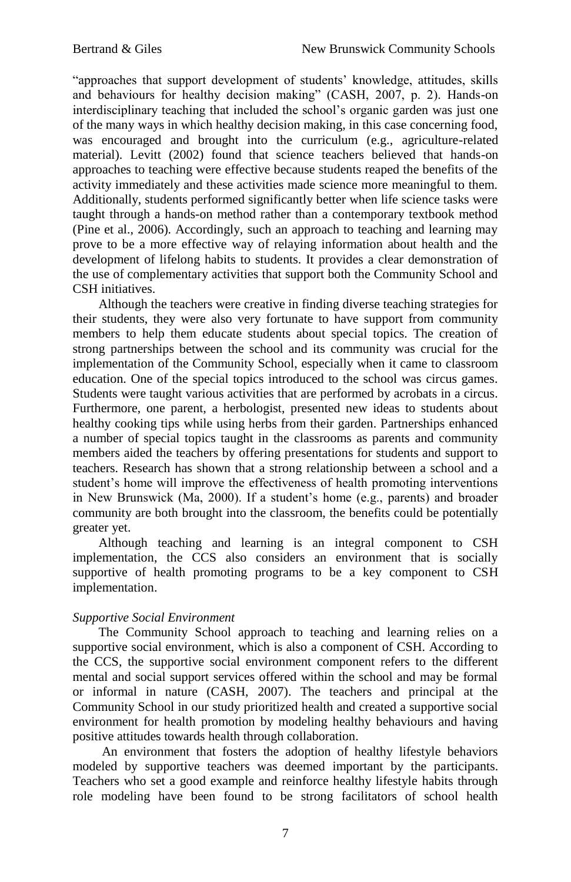"approaches that support development of students' knowledge, attitudes, skills and behaviours for healthy decision making" (CASH, 2007, p. 2). Hands-on interdisciplinary teaching that included the school's organic garden was just one of the many ways in which healthy decision making, in this case concerning food, was encouraged and brought into the curriculum (e.g., agriculture-related material). Levitt (2002) found that science teachers believed that hands-on approaches to teaching were effective because students reaped the benefits of the activity immediately and these activities made science more meaningful to them. Additionally, students performed significantly better when life science tasks were taught through a hands-on method rather than a contemporary textbook method (Pine et al., 2006). Accordingly, such an approach to teaching and learning may prove to be a more effective way of relaying information about health and the development of lifelong habits to students. It provides a clear demonstration of the use of complementary activities that support both the Community School and CSH initiatives.

Although the teachers were creative in finding diverse teaching strategies for their students, they were also very fortunate to have support from community members to help them educate students about special topics. The creation of strong partnerships between the school and its community was crucial for the implementation of the Community School, especially when it came to classroom education. One of the special topics introduced to the school was circus games. Students were taught various activities that are performed by acrobats in a circus. Furthermore, one parent, a herbologist, presented new ideas to students about healthy cooking tips while using herbs from their garden. Partnerships enhanced a number of special topics taught in the classrooms as parents and community members aided the teachers by offering presentations for students and support to teachers. Research has shown that a strong relationship between a school and a student's home will improve the effectiveness of health promoting interventions in New Brunswick (Ma, 2000). If a student's home (e.g., parents) and broader community are both brought into the classroom, the benefits could be potentially greater yet.

Although teaching and learning is an integral component to CSH implementation, the CCS also considers an environment that is socially supportive of health promoting programs to be a key component to CSH implementation.

*Supportive Social Environment*

The Community School approach to teaching and learning relies on a supportive social environment, which is also a component of CSH. According to the CCS, the supportive social environment component refers to the different mental and social support services offered within the school and may be formal or informal in nature (CASH, 2007). The teachers and principal at the Community School in our study prioritized health and created a supportive social environment for health promotion by modeling healthy behaviours and having positive attitudes towards health through collaboration.

An environment that fosters the adoption of healthy lifestyle behaviors modeled by supportive teachers was deemed important by the participants. Teachers who set a good example and reinforce healthy lifestyle habits through role modeling have been found to be strong facilitators of school health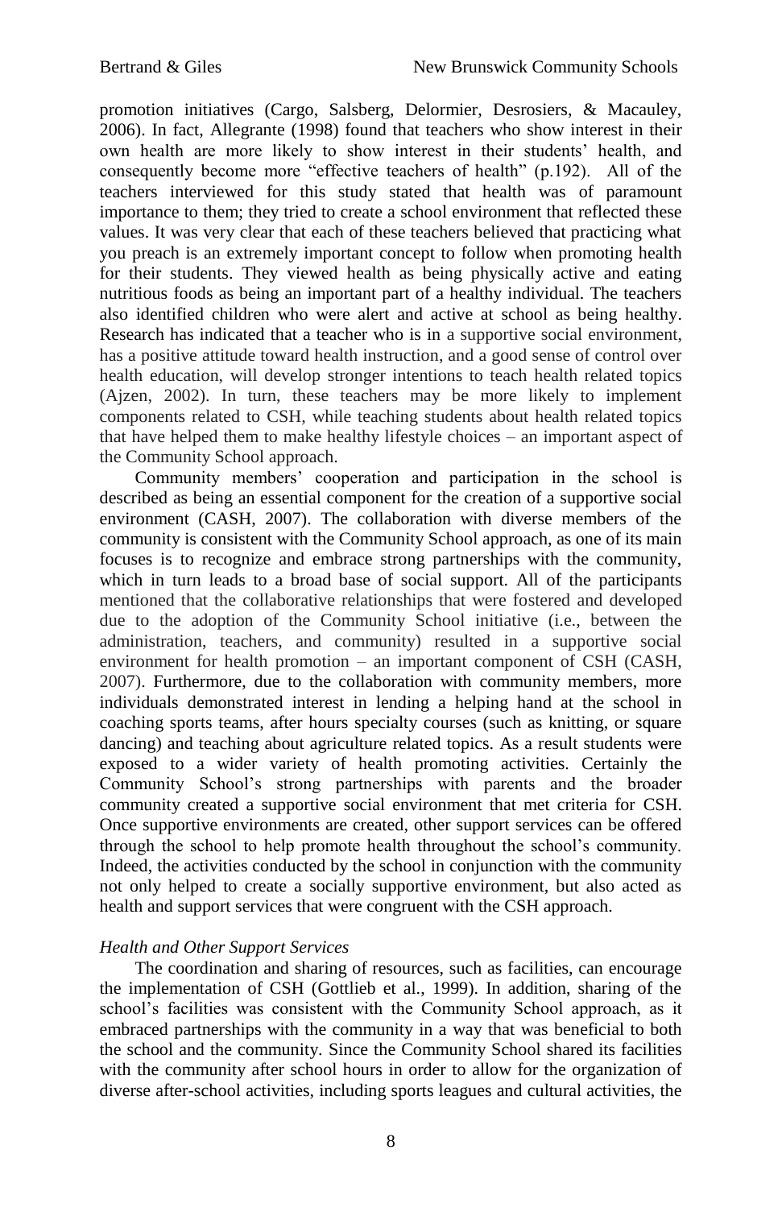promotion initiatives (Cargo, Salsberg, Delormier, Desrosiers, & Macauley, 2006). In fact, Allegrante (1998) found that teachers who show interest in their own health are more likely to show interest in their students' health, and consequently become more "effective teachers of health" (p.192). All of the teachers interviewed for this study stated that health was of paramount importance to them; they tried to create a school environment that reflected these values. It was very clear that each of these teachers believed that practicing what you preach is an extremely important concept to follow when promoting health for their students. They viewed health as being physically active and eating nutritious foods as being an important part of a healthy individual. The teachers also identified children who were alert and active at school as being healthy. Research has indicated that a teacher who is in a supportive social environment, has a positive attitude toward health instruction, and a good sense of control over health education, will develop stronger intentions to teach health related topics (Ajzen, 2002). In turn, these teachers may be more likely to implement components related to CSH, while teaching students about health related topics that have helped them to make healthy lifestyle choices – an important aspect of the Community School approach.

Community members' cooperation and participation in the school is described as being an essential component for the creation of a supportive social environment (CASH, 2007). The collaboration with diverse members of the community is consistent with the Community School approach, as one of its main focuses is to recognize and embrace strong partnerships with the community, which in turn leads to a broad base of social support. All of the participants mentioned that the collaborative relationships that were fostered and developed due to the adoption of the Community School initiative (i.e., between the administration, teachers, and community) resulted in a supportive social environment for health promotion – an important component of CSH (CASH, 2007). Furthermore, due to the collaboration with community members, more individuals demonstrated interest in lending a helping hand at the school in coaching sports teams, after hours specialty courses (such as knitting, or square dancing) and teaching about agriculture related topics. As a result students were exposed to a wider variety of health promoting activities. Certainly the Community School's strong partnerships with parents and the broader community created a supportive social environment that met criteria for CSH. Once supportive environments are created, other support services can be offered through the school to help promote health throughout the school's community. Indeed, the activities conducted by the school in conjunction with the community not only helped to create a socially supportive environment, but also acted as health and support services that were congruent with the CSH approach.

*Health and Other Support Services*

The coordination and sharing of resources, such as facilities, can encourage the implementation of CSH (Gottlieb et al., 1999). In addition, sharing of the school's facilities was consistent with the Community School approach, as it embraced partnerships with the community in a way that was beneficial to both the school and the community. Since the Community School shared its facilities with the community after school hours in order to allow for the organization of diverse after-school activities, including sports leagues and cultural activities, the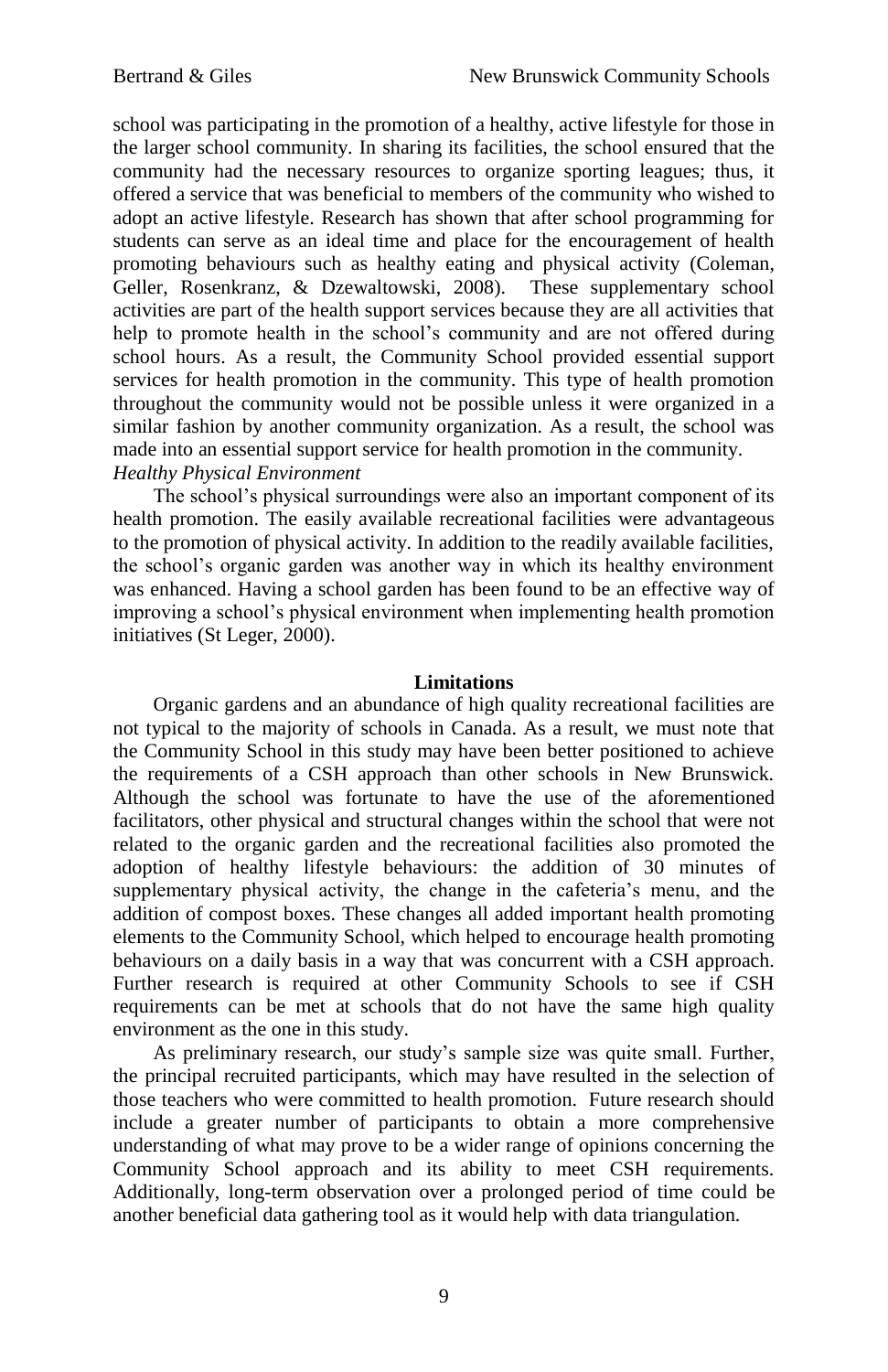school was participating in the promotion of a healthy, active lifestyle for those in the larger school community. In sharing its facilities, the school ensured that the community had the necessary resources to organize sporting leagues; thus, it offered a service that was beneficial to members of the community who wished to adopt an active lifestyle. Research has shown that after school programming for students can serve as an ideal time and place for the encouragement of health promoting behaviours such as healthy eating and physical activity (Coleman, Geller, Rosenkranz, & Dzewaltowski, 2008). These supplementary school activities are part of the health support services because they are all activities that help to promote health in the school's community and are not offered during school hours. As a result, the Community School provided essential support services for health promotion in the community. This type of health promotion throughout the community would not be possible unless it were organized in a similar fashion by another community organization. As a result, the school was made into an essential support service for health promotion in the community.

*Healthy Physical Environment*

The school's physical surroundings were also an important component of its health promotion. The easily available recreational facilities were advantageous to the promotion of physical activity. In addition to the readily available facilities, the school's organic garden was another way in which its healthy environment was enhanced. Having a school garden has been found to be an effective way of improving a school's physical environment when implementing health promotion initiatives (St Leger, 2000).

## Limitations

Organic gardens and an abundance of high quality recreational facilities are not typical to the majority of schools in Canada. As a result, we must note that the Community School in this study may have been better positioned to achieve the requirements of a CSH approach than other schools in New Brunswick. Although the school was fortunate to have the use of the aforementioned facilitators, other physical and structural changes within the school that were not related to the organic garden and the recreational facilities also promoted the adoption of healthy lifestyle behaviours: the addition of 30 minutes of supplementary physical activity, the change in the cafeteria's menu, and the addition of compost boxes. These changes all added important health promoting elements to the Community School, which helped to encourage health promoting behaviours on a daily basis in a way that was concurrent with a CSH approach. Further research is required at other Community Schools to see if CSH requirements can be met at schools that do not have the same high quality environment as the one in this study.

As preliminary research, our study's sample size was quite small. Further, the principal recruited participants, which may have resulted in the selection of those teachers who were committed to health promotion. Future research should include a greater number of participants to obtain a more comprehensive understanding of what may prove to be a wider range of opinions concerning the Community School approach and its ability to meet CSH requirements. Additionally, long-term observation over a prolonged period of time could be another beneficial data gathering tool as it would help with data triangulation.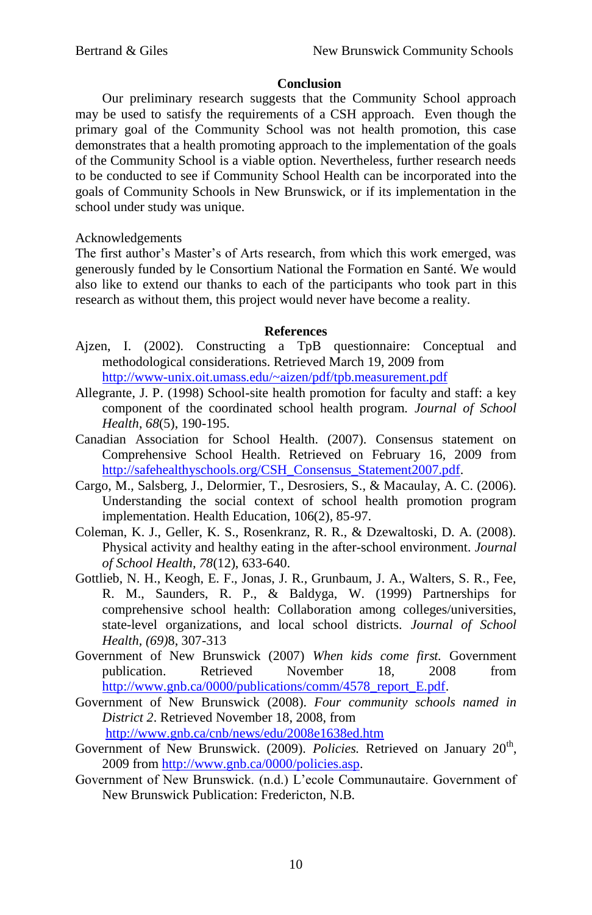## Conclusion

Our preliminary research suggests that the Community School approach may be used to satisfy the requirements of a CSH approach. Even though the primary goal of the Community School was not health promotion, this case demonstrates that a health promoting approach to the implementation of the goals of the Community School is a viable option. Nevertheless, further research needs to be conducted to see if Community School Health can be incorporated into the goals of Community Schools in New Brunswick, or if its implementation in the school under study was unique.

Acknowledgements

The first author's Master's of Arts research, from which this work emerged, was generously funded by le Consortium National the Formation en Santé. We would also like to extend our thanks to each of the participants who took part in this research as without them, this project would never have become a reality.

## References

Ajzen, I. (2002). Constructing a TpB questionnaire: Conceptual and methodological considerations. Retrieved March 19, 2009 from http://www-unix.oit.umass.edu/~aizen/pdf/tpb.measurement.pdf

Allegrante, J. P. (1998) School-site health promotion for faculty and staff: a key component of the coordinated school health program. *Journal of School Health*, *68*(5), 190-195.

Canadian Association for School Health. (2007). Consensus statement on Comprehensive School Health. Retrieved on February 16, 2009 from http://safehealthyschools.org/CSH_Consensus_Statement2007.pdf.

Cargo, M., Salsberg, J., Delormier, T., Desrosiers, S., & Macaulay, A. C. (2006). Understanding the social context of school health promotion program implementation. Health Education, 106(2), 85-97.

Coleman, K. J., Geller, K. S., Rosenkranz, R. R., & Dzewaltoski, D. A. (2008). Physical activity and healthy eating in the after-school environment. *Journal of School Health*, *78*(12), 633-640.

Gottlieb, N. H., Keogh, E. F., Jonas, J. R., Grunbaum, J. A., Walters, S. R., Fee, R. M., Saunders, R. P., & Baldyga, W. (1999) Partnerships for comprehensive school health: Collaboration among colleges/universities, state-level organizations, and local school districts. *Journal of School Health, (69)*8, 307-313

Government of New Brunswick (2007) *When kids come first.* Government publication. Retrieved November 18, 2008 from http://www.gnb.ca/0000/publications/comm/4578_report_E.pdf.

Government of New Brunswick (2008). *Four community schools named in District 2*. Retrieved November 18, 2008, from http://www.gnb.ca/cnb/news/edu/2008e1638ed.htm

Government of New Brunswick. (2009). *Policies.* Retrieved on January 20th, 2009 from http://www.gnb.ca/0000/policies.asp.

Government of New Brunswick. (n.d.) L'ecole Communautaire. Government of New Brunswick Publication: Fredericton, N.B.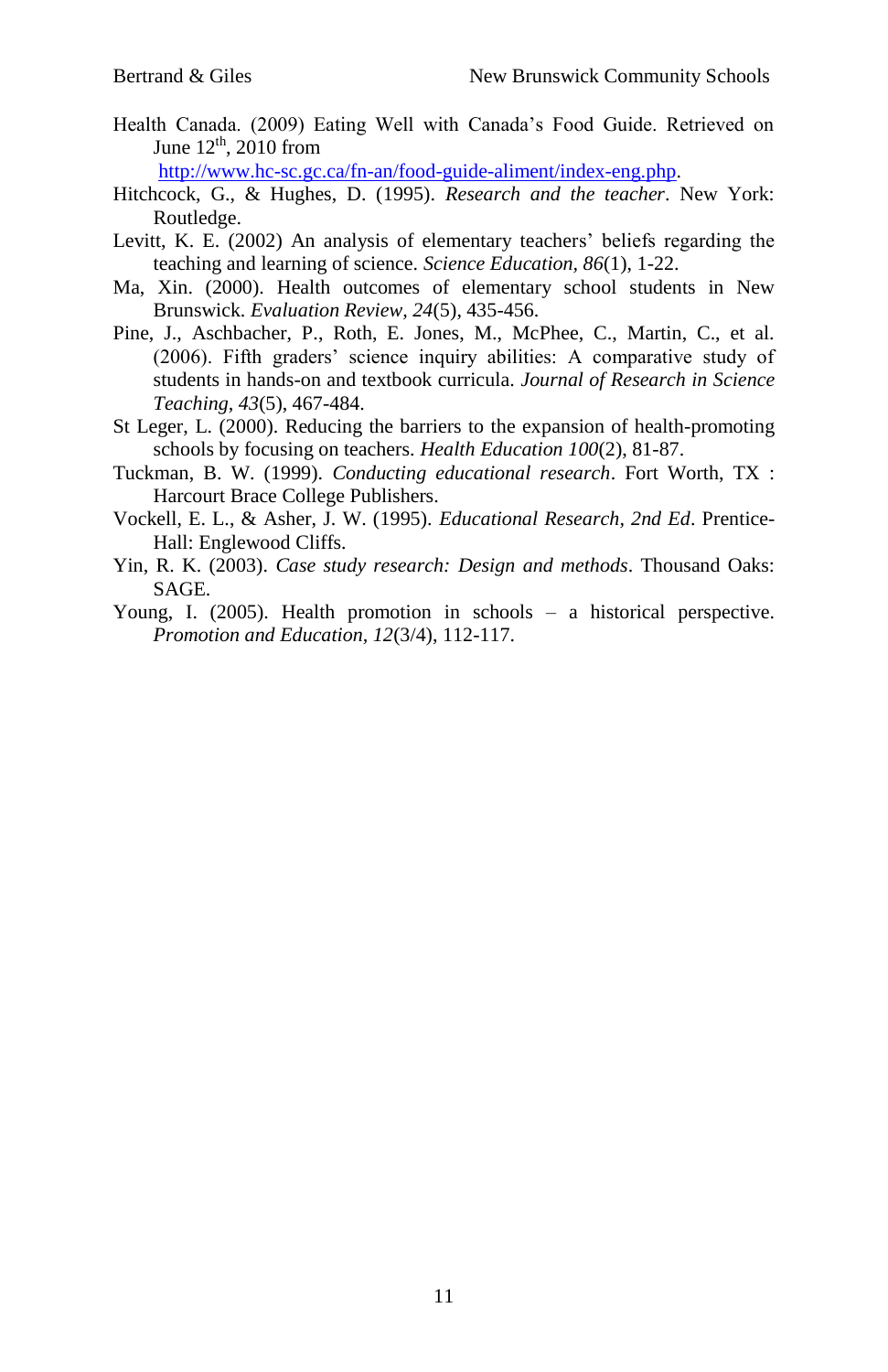Health Canada. (2009) Eating Well with Canada's Food Guide. Retrieved on June 12th, 2010 from http://www.hc-sc.gc.ca/fn-an/food-guide-aliment/index-eng.php.

Hitchcock, G., & Hughes, D. (1995). *Research and the teacher*. New York: Routledge.

Levitt, K. E. (2002) An analysis of elementary teachers' beliefs regarding the teaching and learning of science. *Science Education, 86*(1), 1-22.

Ma, Xin. (2000). Health outcomes of elementary school students in New Brunswick. *Evaluation Review, 24*(5), 435-456.

Pine, J., Aschbacher, P., Roth, E. Jones, M., McPhee, C., Martin, C., et al. (2006). Fifth graders' science inquiry abilities: A comparative study of students in hands-on and textbook curricula. *Journal of Research in Science Teaching, 43*(5), 467-484.

St Leger, L. (2000). Reducing the barriers to the expansion of health-promoting schools by focusing on teachers. *Health Education 100*(2), 81-87.

Tuckman, B. W. (1999). *Conducting educational research*. Fort Worth, TX : Harcourt Brace College Publishers.

Vockell, E. L., & Asher, J. W. (1995). *Educational Research, 2nd Ed*. Prentice-Hall: Englewood Cliffs.

Yin, R. K. (2003). *Case study research: Design and methods*. Thousand Oaks: SAGE.

Young, I. (2005). Health promotion in schools – a historical perspective. *Promotion and Education, 12*(3/4), 112-117.